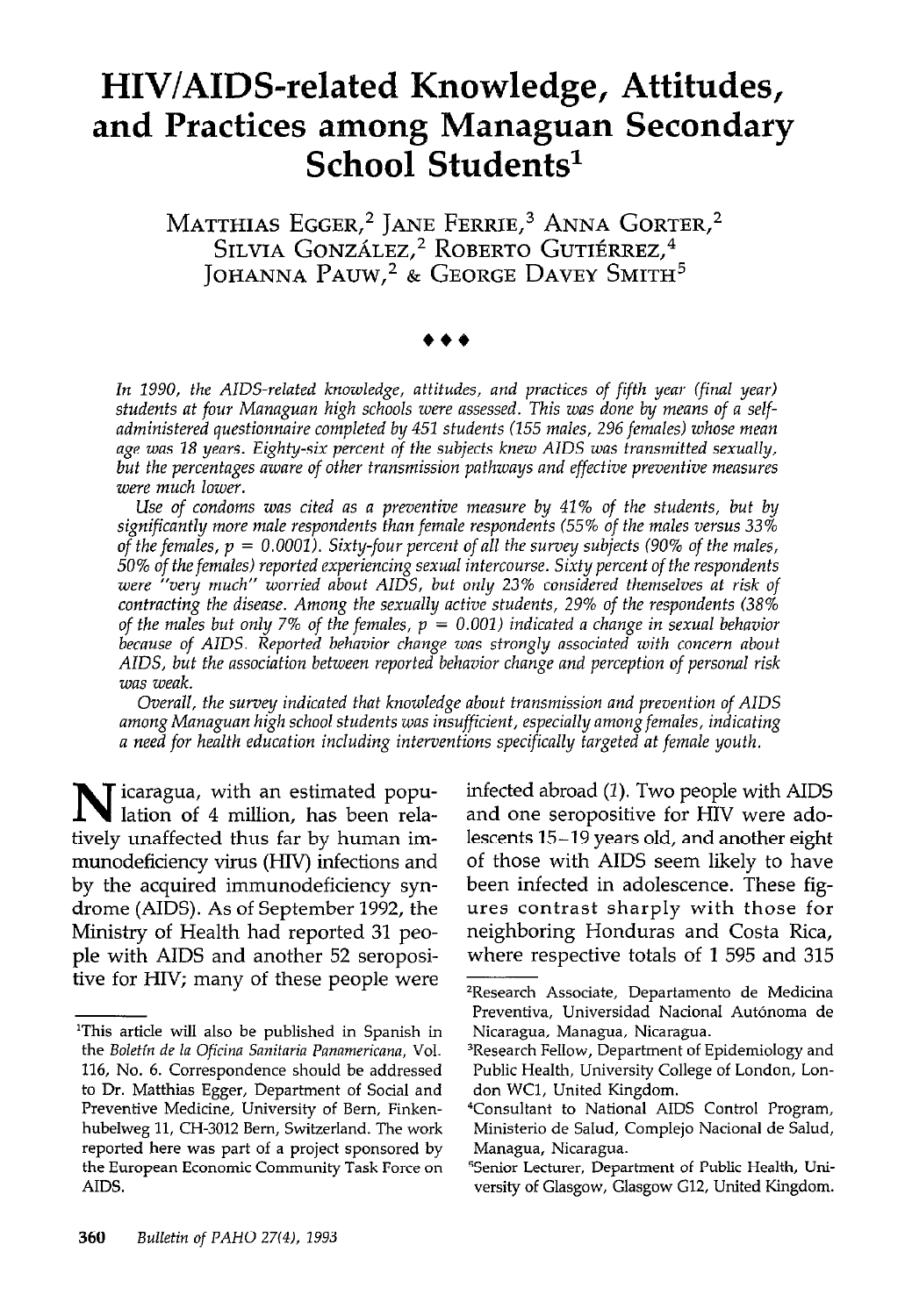# HIV/AIDS-related Knowledge, Attitudes, and Practices among Managuan Secondary School Students[1]

MATTHIAS EGGER,[2] JANE FERRIE,[3] ANNA GORTER,[2] SILVIA GONZÁLEZ,[2] ROBERTO GUTIÉRREZ,[4] JOHANNA PAUW,[2] & GEORGE DAVEY SMITH[5]

♦♦♦

*In 1990, the AIDS-related knowledge, attitudes, and practices of fifth year (final year) students at four Managuan high schools were assessed. This was done by means of a self-administered questionnaire completed by 451 students (155 males, 296 females) whose mean age was 18 years. Eighty-six percent of the subjects knew AIDS was transmitted sexually, but the percentages aware of other transmission pathways and effective preventive measures were much lower.*

*Use of condoms was cited as a preventive measure by 41% of the students, but by significantly more male respondents than female respondents (55% of the males versus 33% of the females, $p = 0.0001$). Sixty-four percent of all the survey subjects (90% of the males, 50% of the females) reported experiencing sexual intercourse. Sixty percent of the respondents were "very much" worried about AIDS, but only 23% considered themselves at risk of contracting the disease. Among the sexually active students, 29% of the respondents (38% of the males but only 7% of the females, $p = 0.001$) indicated a change in sexual behavior because of AIDS. Reported behavior change was strongly associated with concern about AIDS, but the association between reported behavior change and perception of personal risk was weak.*

*Overall, the survey indicated that knowledge about transmission and prevention of AIDS among Managuan high school students was insufficient, especially among females, indicating a need for health education including interventions specifically targeted at female youth.*

Nicaragua, with an estimated population of 4 million, has been relatively unaffected thus far by human immunodeficiency virus (HIV) infections and by the acquired immunodeficiency syndrome (AIDS). As of September 1992, the Ministry of Health had reported 31 people with AIDS and another 52 seropositive for HIV; many of these people were infected abroad (*1*). Two people with AIDS and one seropositive for HIV were adolescents 15–19 years old, and another eight of those with AIDS seem likely to have been infected in adolescence. These figures contrast sharply with those for neighboring Honduras and Costa Rica, where respective totals of 1 595 and 315

---

[1]This article will also be published in Spanish in the *Boletín de la Oficina Sanitaria Panamericana*, Vol. 116, No. 6. Correspondence should be addressed to Dr. Matthias Egger, Department of Social and Preventive Medicine, University of Bern, Finkenhubelweg 11, CH-3012 Bern, Switzerland. The work reported here was part of a project sponsored by the European Economic Community Task Force on AIDS.

[2]Research Associate, Departamento de Medicina Preventiva, Universidad Nacional Autónoma de Nicaragua, Managua, Nicaragua.

[3]Research Fellow, Department of Epidemiology and Public Health, University College of London, London WC1, United Kingdom.

[4]Consultant to National AIDS Control Program, Ministerio de Salud, Complejo Nacional de Salud, Managua, Nicaragua.

[5]Senior Lecturer, Department of Public Health, University of Glasgow, Glasgow G12, United Kingdom.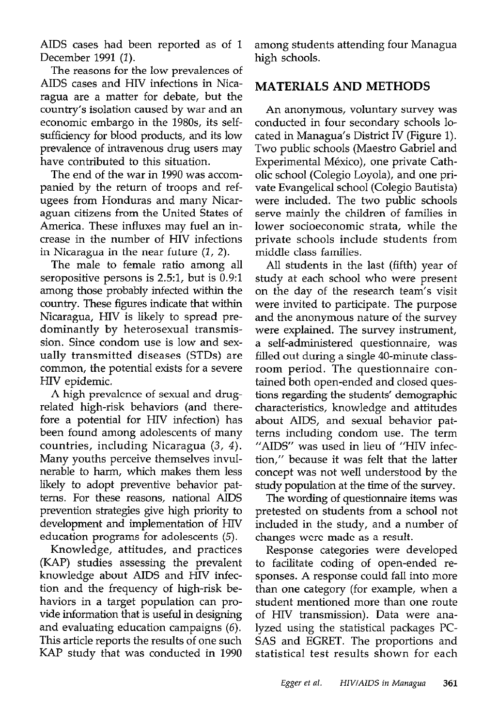AIDS cases had been reported as of 1 December 1991 (1).

The reasons for the low prevalences of AIDS cases and HIV infections in Nicaragua are a matter for debate, but the country's isolation caused by war and an economic embargo in the 1980s, its self-sufficiency for blood products, and its low prevalence of intravenous drug users may have contributed to this situation.

The end of the war in 1990 was accompanied by the return of troops and refugees from Honduras and many Nicaraguan citizens from the United States of America. These influxes may fuel an increase in the number of HIV infections in Nicaragua in the near future (1, 2).

The male to female ratio among all seropositive persons is 2.5:1, but is 0.9:1 among those probably infected within the country. These figures indicate that within Nicaragua, HIV is likely to spread predominantly by heterosexual transmission. Since condom use is low and sexually transmitted diseases (STDs) are common, the potential exists for a severe HIV epidemic.

A high prevalence of sexual and drug-related high-risk behaviors (and therefore a potential for HIV infection) has been found among adolescents of many countries, including Nicaragua (3, 4). Many youths perceive themselves invulnerable to harm, which makes them less likely to adopt preventive behavior patterns. For these reasons, national AIDS prevention strategies give high priority to development and implementation of HIV education programs for adolescents (5).

Knowledge, attitudes, and practices (KAP) studies assessing the prevalent knowledge about AIDS and HIV infection and the frequency of high-risk behaviors in a target population can provide information that is useful in designing and evaluating education campaigns (6). This article reports the results of one such KAP study that was conducted in 1990 among students attending four Managua high schools.

## MATERIALS AND METHODS

An anonymous, voluntary survey was conducted in four secondary schools located in Managua's District IV (Figure 1). Two public schools (Maestro Gabriel and Experimental México), one private Catholic school (Colegio Loyola), and one private Evangelical school (Colegio Bautista) were included. The two public schools serve mainly the children of families in lower socioeconomic strata, while the private schools include students from middle class families.

All students in the last (fifth) year of study at each school who were present on the day of the research team's visit were invited to participate. The purpose and the anonymous nature of the survey were explained. The survey instrument, a self-administered questionnaire, was filled out during a single 40-minute classroom period. The questionnaire contained both open-ended and closed questions regarding the students' demographic characteristics, knowledge and attitudes about AIDS, and sexual behavior patterns including condom use. The term "AIDS" was used in lieu of "HIV infection," because it was felt that the latter concept was not well understood by the study population at the time of the survey.

The wording of questionnaire items was pretested on students from a school not included in the study, and a number of changes were made as a result.

Response categories were developed to facilitate coding of open-ended responses. A response could fall into more than one category (for example, when a student mentioned more than one route of HIV transmission). Data were analyzed using the statistical packages PC-SAS and EGRET. The proportions and statistical test results shown for each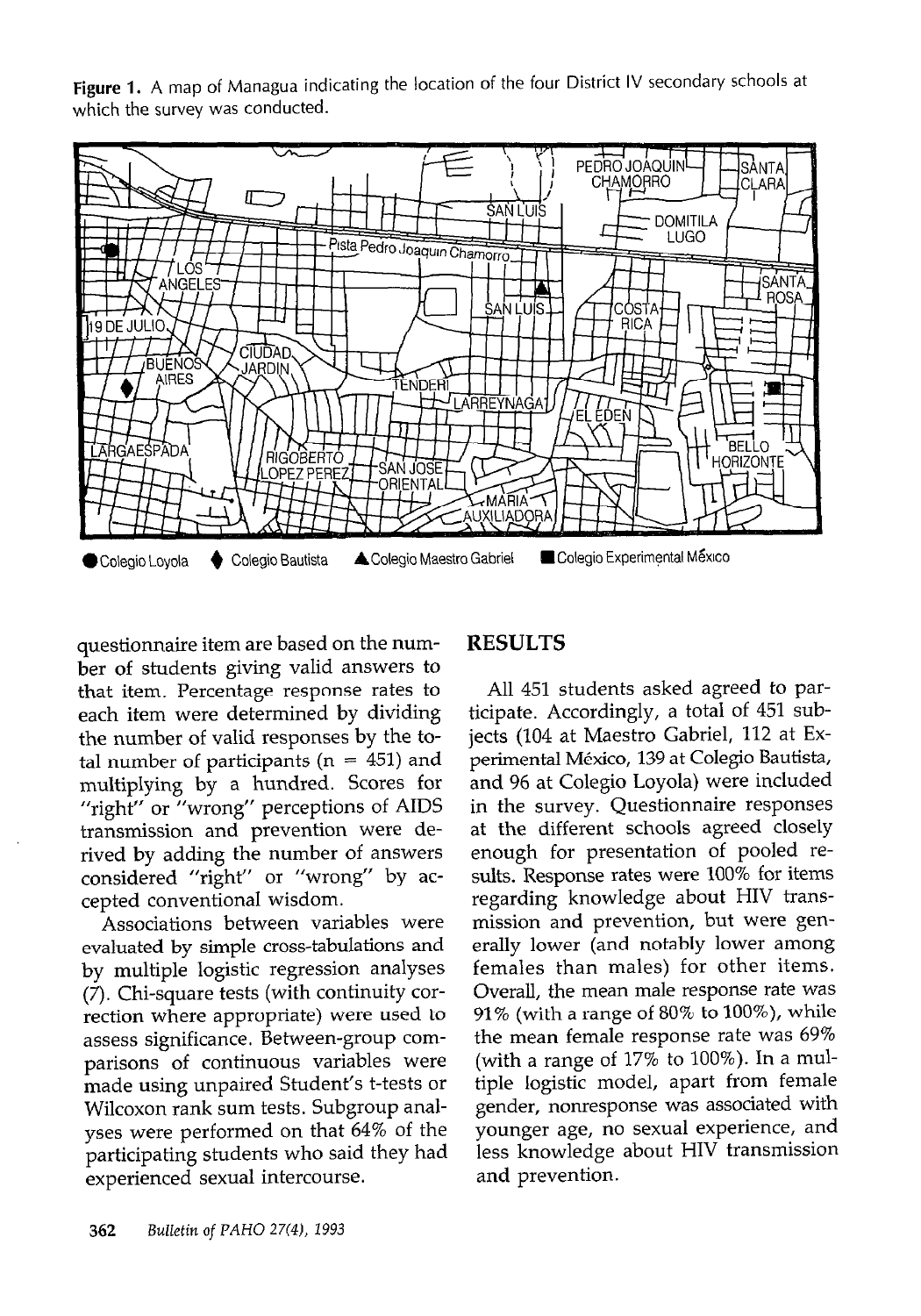**Figure 1.** A map of Managua indicating the location of the four District IV secondary schools at which the survey was conducted.

● Colegio Loyola ◆ Colegio Bautista ▲ Colegio Maestro Gabriel ■ Colegio Experimental México

questionnaire item are based on the number of students giving valid answers to that item. Percentage response rates to each item were determined by dividing the number of valid responses by the total number of participants ($n = 451$) and multiplying by a hundred. Scores for "right" or "wrong" perceptions of AIDS transmission and prevention were derived by adding the number of answers considered "right" or "wrong" by accepted conventional wisdom.

Associations between variables were evaluated by simple cross-tabulations and by multiple logistic regression analyses (7). Chi-square tests (with continuity correction where appropriate) were used to assess significance. Between-group comparisons of continuous variables were made using unpaired Student's t-tests or Wilcoxon rank sum tests. Subgroup analyses were performed on that 64% of the participating students who said they had experienced sexual intercourse.

## RESULTS

All 451 students asked agreed to participate. Accordingly, a total of 451 subjects (104 at Maestro Gabriel, 112 at Experimental México, 139 at Colegio Bautista, and 96 at Colegio Loyola) were included in the survey. Questionnaire responses at the different schools agreed closely enough for presentation of pooled results. Response rates were 100% for items regarding knowledge about HIV transmission and prevention, but were generally lower (and notably lower among females than males) for other items. Overall, the mean male response rate was 91% (with a range of 80% to 100%), while the mean female response rate was 69% (with a range of 17% to 100%). In a multiple logistic model, apart from female gender, nonresponse was associated with younger age, no sexual experience, and less knowledge about HIV transmission and prevention.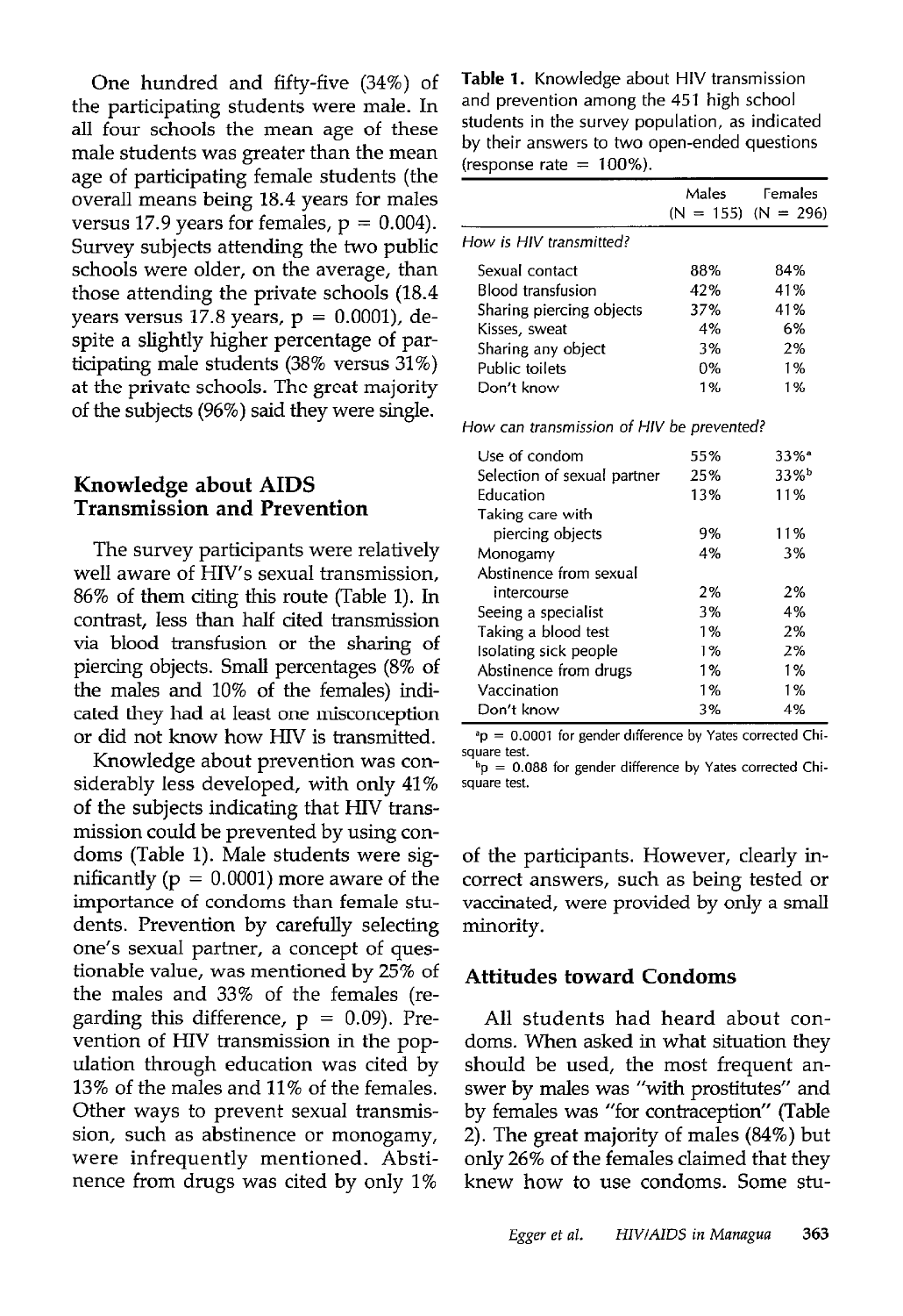One hundred and fifty-five (34%) of the participating students were male. In all four schools the mean age of these male students was greater than the mean age of participating female students (the overall means being 18.4 years for males versus 17.9 years for females, $p = 0.004$). Survey subjects attending the two public schools were older, on the average, than those attending the private schools (18.4 years versus 17.8 years, $p = 0.0001$), despite a slightly higher percentage of participating male students (38% versus 31%) at the private schools. The great majority of the subjects (96%) said they were single.

## Knowledge about AIDS Transmission and Prevention

The survey participants were relatively well aware of HIV's sexual transmission, 86% of them citing this route (Table 1). In contrast, less than half cited transmission via blood transfusion or the sharing of piercing objects. Small percentages (8% of the males and 10% of the females) indicated they had at least one misconception or did not know how HIV is transmitted.

Knowledge about prevention was considerably less developed, with only 41% of the subjects indicating that HIV transmission could be prevented by using condoms (Table 1). Male students were significantly ($p = 0.0001$) more aware of the importance of condoms than female students. Prevention by carefully selecting one's sexual partner, a concept of questionable value, was mentioned by 25% of the males and 33% of the females (regarding this difference, $p = 0.09$). Prevention of HIV transmission in the population through education was cited by 13% of the males and 11% of the females. Other ways to prevent sexual transmission, such as abstinence or monogamy, were infrequently mentioned. Abstinence from drugs was cited by only 1% of the participants. However, clearly incorrect answers, such as being tested or vaccinated, were provided by only a small minority.

**Table 1.** Knowledge about HIV transmission and prevention among the 451 high school students in the survey population, as indicated by their answers to two open-ended questions (response rate = 100%).

| | Males (N = 155) | Females (N = 296) |
|---|---|---|
| *How is HIV transmitted?* | | |
| Sexual contact | 88% | 84% |
| Blood transfusion | 42% | 41% |
| Sharing piercing objects | 37% | 41% |
| Kisses, sweat | 4% | 6% |
| Sharing any object | 3% | 2% |
| Public toilets | 0% | 1% |
| Don't know | 1% | 1% |
| *How can transmission of HIV be prevented?* | | |
| Use of condom | 55% | 33%[a] |
| Selection of sexual partner | 25% | 33%[b] |
| Education | 13% | 11% |
| Taking care with piercing objects | 9% | 11% |
| Monogamy | 4% | 3% |
| Abstinence from sexual intercourse | 2% | 2% |
| Seeing a specialist | 3% | 4% |
| Taking a blood test | 1% | 2% |
| Isolating sick people | 1% | 2% |
| Abstinence from drugs | 1% | 1% |
| Vaccination | 1% | 1% |
| Don't know | 3% | 4% |

[a] $p = 0.0001$ for gender difference by Yates corrected Chi-square test.

[b] $p = 0.088$ for gender difference by Yates corrected Chi-square test.

### Attitudes toward Condoms

All students had heard about condoms. When asked in what situation they should be used, the most frequent answer by males was "with prostitutes" and by females was "for contraception" (Table 2). The great majority of males (84%) but only 26% of the females claimed that they knew how to use condoms. Some stu-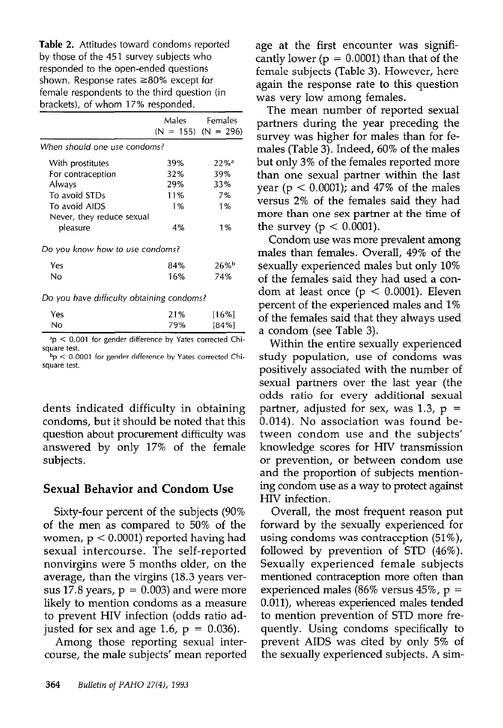**Table 2.** Attitudes toward condoms reported by those of the 451 survey subjects who responded to the open-ended questions shown. Response rates ≥80% except for female respondents to the third question (in brackets), of whom 17% responded.

| | Males (N = 155) | Females (N = 296) |
|---|---|---|
| *When should one use condoms?* | | |
| With prostitutes | 39% | 22%[a] |
| For contraception | 32% | 39% |
| Always | 29% | 33% |
| To avoid STDs | 11% | 7% |
| To avoid AIDS | 1% | 1% |
| Never, they reduce sexual pleasure | 4% | 1% |
| *Do you know how to use condoms?* | | |
| Yes | 84% | 26%[b] |
| No | 16% | 74% |
| *Do you have difficulty obtaining condoms?* | | |
| Yes | 21% | [16%] |
| No | 79% | [84%] |

[a]$p < 0.001$ for gender difference by Yates corrected Chi-square test.
[b]$p < 0.0001$ for gender difference by Yates corrected Chi-square test.

dents indicated difficulty in obtaining condoms, but it should be noted that this question about procurement difficulty was answered by only 17% of the female subjects.

## Sexual Behavior and Condom Use

Sixty-four percent of the subjects (90% of the men as compared to 50% of the women, $p < 0.0001$) reported having had sexual intercourse. The self-reported nonvirgins were 5 months older, on the average, than the virgins (18.3 years versus 17.8 years, $p = 0.003$) and were more likely to mention condoms as a measure to prevent HIV infection (odds ratio adjusted for sex and age 1.6, $p = 0.036$).

Among those reporting sexual intercourse, the male subjects' mean reported age at the first encounter was significantly lower ($p = 0.0001$) than that of the female subjects (Table 3). However, here again the response rate to this question was very low among females.

The mean number of reported sexual partners during the year preceding the survey was higher for males than for females (Table 3). Indeed, 60% of the males but only 3% of the females reported more than one sexual partner within the last year ($p < 0.0001$); and 47% of the males versus 2% of the females said they had more than one sex partner at the time of the survey ($p < 0.0001$).

Condom use was more prevalent among males than females. Overall, 49% of the sexually experienced males but only 10% of the females said they had used a condom at least once ($p < 0.0001$). Eleven percent of the experienced males and 1% of the females said that they always used a condom (see Table 3).

Within the entire sexually experienced study population, use of condoms was positively associated with the number of sexual partners over the last year (the odds ratio for every additional sexual partner, adjusted for sex, was 1.3, $p = 0.014$). No association was found between condom use and the subjects' knowledge scores for HIV transmission or prevention, or between condom use and the proportion of subjects mentioning condom use as a way to protect against HIV infection.

Overall, the most frequent reason put forward by the sexually experienced for using condoms was contraception (51%), followed by prevention of STD (46%). Sexually experienced female subjects mentioned contraception more often than experienced males (86% versus 45%, $p = 0.011$), whereas experienced males tended to mention prevention of STD more frequently. Using condoms specifically to prevent AIDS was cited by only 5% of the sexually experienced subjects. A sim-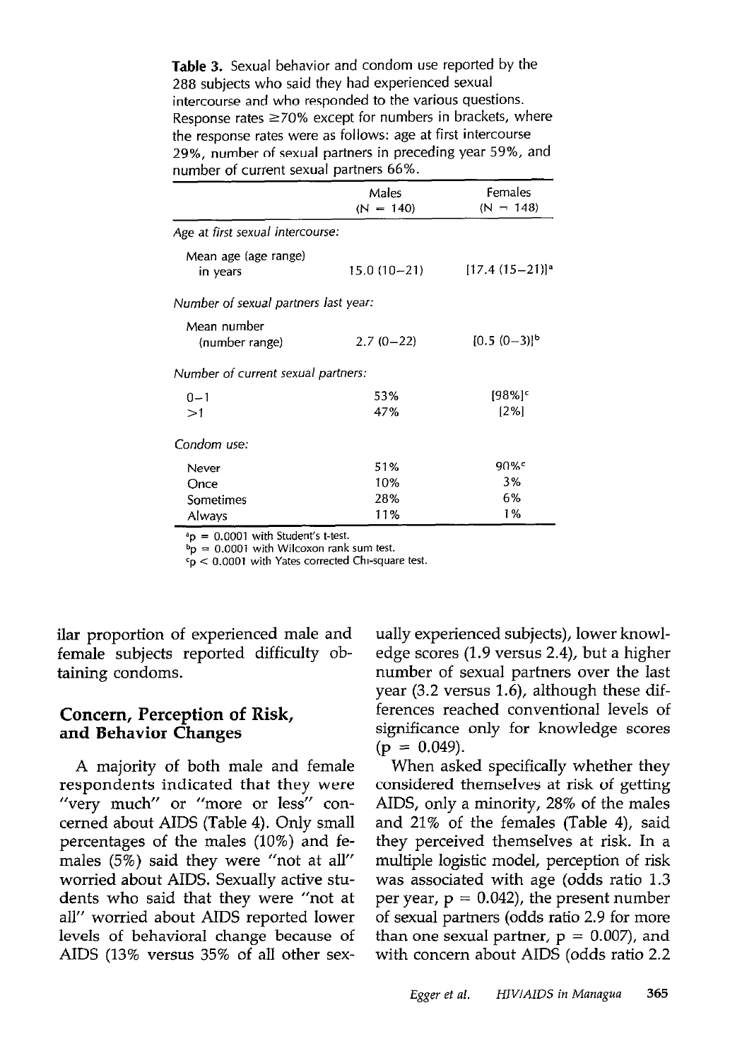**Table 3.** Sexual behavior and condom use reported by the 288 subjects who said they had experienced sexual intercourse and who responded to the various questions. Response rates ≥70% except for numbers in brackets, where the response rates were as follows: age at first intercourse 29%, number of sexual partners in preceding year 59%, and number of current sexual partners 66%.

| | Males (N = 140) | Females (N = 148) |
|---|---|---|
| *Age at first sexual intercourse:* | | |
| Mean age (age range) in years | 15.0 (10–21) | [17.4 (15–21)][a] |
| *Number of sexual partners last year:* | | |
| Mean number (number range) | 2.7 (0–22) | [0.5 (0–3)][b] |
| *Number of current sexual partners:* | | |
| 0–1 | 53% | [98%][c] |
| >1 | 47% | [2%] |
| *Condom use:* | | |
| Never | 51% | 90%[c] |
| Once | 10% | 3% |
| Sometimes | 28% | 6% |
| Always | 11% | 1% |

[a] $p = 0.0001$ with Student's t-test.
[b] $p = 0.0001$ with Wilcoxon rank sum test.
[c] $p < 0.0001$ with Yates corrected Chi-square test.

ilar proportion of experienced male and female subjects reported difficulty obtaining condoms.

## Concern, Perception of Risk, and Behavior Changes

A majority of both male and female respondents indicated that they were "very much" or "more or less" concerned about AIDS (Table 4). Only small percentages of the males (10%) and females (5%) said they were "not at all" worried about AIDS. Sexually active students who said that they were "not at all" worried about AIDS reported lower levels of behavioral change because of AIDS (13% versus 35% of all other sexually experienced subjects), lower knowledge scores (1.9 versus 2.4), but a higher number of sexual partners over the last year (3.2 versus 1.6), although these differences reached conventional levels of significance only for knowledge scores ($p = 0.049$).

When asked specifically whether they considered themselves at risk of getting AIDS, only a minority, 28% of the males and 21% of the females (Table 4), said they perceived themselves at risk. In a multiple logistic model, perception of risk was associated with age (odds ratio 1.3 per year, $p = 0.042$), the present number of sexual partners (odds ratio 2.9 for more than one sexual partner, $p = 0.007$), and with concern about AIDS (odds ratio 2.2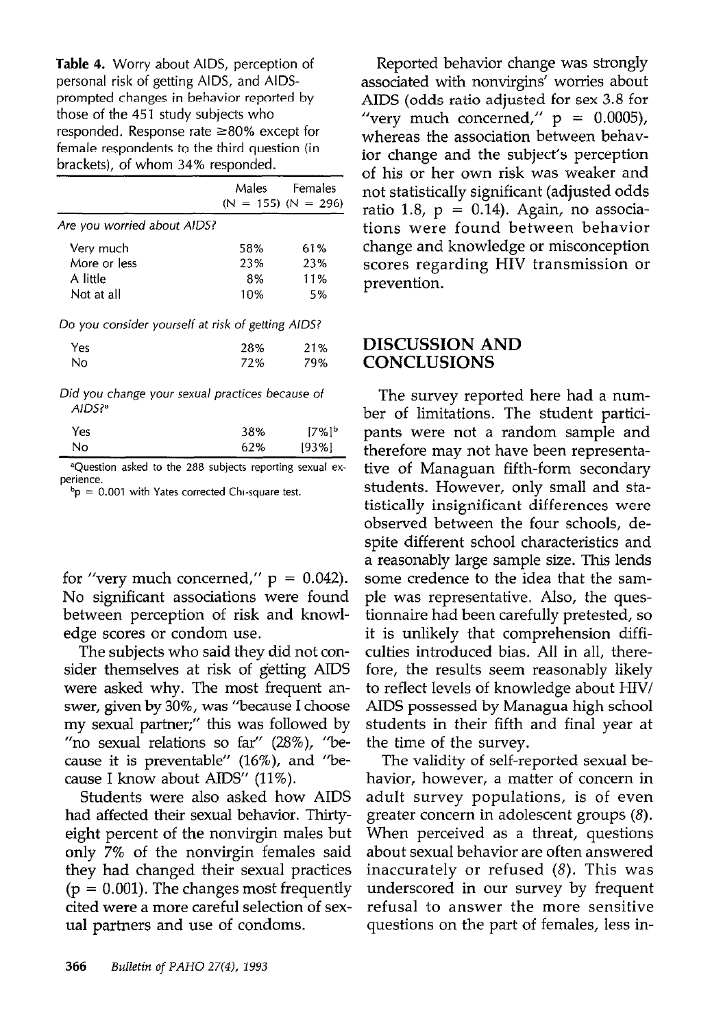**Table 4.** Worry about AIDS, perception of personal risk of getting AIDS, and AIDS-prompted changes in behavior reported by those of the 451 study subjects who responded. Response rate ≥80% except for female respondents to the third question (in brackets), of whom 34% responded.

| | Males (N = 155) | Females (N = 296) |
|---|---|---|
| *Are you worried about AIDS?* | | |
| Very much | 58% | 61% |
| More or less | 23% | 23% |
| A little | 8% | 11% |
| Not at all | 10% | 5% |
| *Do you consider yourself at risk of getting AIDS?* | | |
| Yes | 28% | 21% |
| No | 72% | 79% |
| *Did you change your sexual practices because of AIDS?*[a] | | |
| Yes | 38% | [7%][b] |
| No | 62% | [93%] |

[a]Question asked to the 288 subjects reporting sexual experience.
[b]p = 0.001 with Yates corrected Chi-square test.

for "very much concerned," p = 0.042). No significant associations were found between perception of risk and knowledge scores or condom use.

The subjects who said they did not consider themselves at risk of getting AIDS were asked why. The most frequent answer, given by 30%, was "because I choose my sexual partner;" this was followed by "no sexual relations so far" (28%), "because it is preventable" (16%), and "because I know about AIDS" (11%).

Students were also asked how AIDS had affected their sexual behavior. Thirty-eight percent of the nonvirgin males but only 7% of the nonvirgin females said they had changed their sexual practices (p = 0.001). The changes most frequently cited were a more careful selection of sexual partners and use of condoms.

Reported behavior change was strongly associated with nonvirgins' worries about AIDS (odds ratio adjusted for sex 3.8 for "very much concerned," p = 0.0005), whereas the association between behavior change and the subject's perception of his or her own risk was weaker and not statistically significant (adjusted odds ratio 1.8, p = 0.14). Again, no associations were found between behavior change and knowledge or misconception scores regarding HIV transmission or prevention.

## DISCUSSION AND CONCLUSIONS

The survey reported here had a number of limitations. The student participants were not a random sample and therefore may not have been representative of Managuan fifth-form secondary students. However, only small and statistically insignificant differences were observed between the four schools, despite different school characteristics and a reasonably large sample size. This lends some credence to the idea that the sample was representative. Also, the questionnaire had been carefully pretested, so it is unlikely that comprehension difficulties introduced bias. All in all, therefore, the results seem reasonably likely to reflect levels of knowledge about HIV/AIDS possessed by Managua high school students in their fifth and final year at the time of the survey.

The validity of self-reported sexual behavior, however, a matter of concern in adult survey populations, is of even greater concern in adolescent groups (8). When perceived as a threat, questions about sexual behavior are often answered inaccurately or refused (8). This was underscored in our survey by frequent refusal to answer the more sensitive questions on the part of females, less in-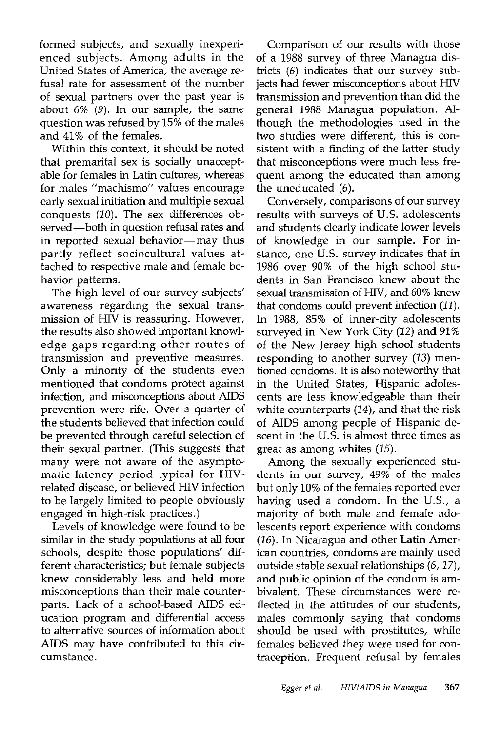formed subjects, and sexually inexperienced subjects. Among adults in the United States of America, the average refusal rate for assessment of the number of sexual partners over the past year is about 6% (9). In our sample, the same question was refused by 15% of the males and 41% of the females.

Within this context, it should be noted that premarital sex is socially unacceptable for females in Latin cultures, whereas for males "machismo" values encourage early sexual initiation and multiple sexual conquests (10). The sex differences observed—both in question refusal rates and in reported sexual behavior—may thus partly reflect sociocultural values attached to respective male and female behavior patterns.

The high level of our survey subjects' awareness regarding the sexual transmission of HIV is reassuring. However, the results also showed important knowledge gaps regarding other routes of transmission and preventive measures. Only a minority of the students even mentioned that condoms protect against infection, and misconceptions about AIDS prevention were rife. Over a quarter of the students believed that infection could be prevented through careful selection of their sexual partner. (This suggests that many were not aware of the asymptomatic latency period typical for HIV-related disease, or believed HIV infection to be largely limited to people obviously engaged in high-risk practices.)

Levels of knowledge were found to be similar in the study populations at all four schools, despite those populations' different characteristics; but female subjects knew considerably less and held more misconceptions than their male counterparts. Lack of a school-based AIDS education program and differential access to alternative sources of information about AIDS may have contributed to this circumstance.

Comparison of our results with those of a 1988 survey of three Managua districts (6) indicates that our survey subjects had fewer misconceptions about HIV transmission and prevention than did the general 1988 Managua population. Although the methodologies used in the two studies were different, this is consistent with a finding of the latter study that misconceptions were much less frequent among the educated than among the uneducated (6).

Conversely, comparisons of our survey results with surveys of U.S. adolescents and students clearly indicate lower levels of knowledge in our sample. For instance, one U.S. survey indicates that in 1986 over 90% of the high school students in San Francisco knew about the sexual transmission of HIV, and 60% knew that condoms could prevent infection (11). In 1988, 85% of inner-city adolescents surveyed in New York City (12) and 91% of the New Jersey high school students responding to another survey (13) mentioned condoms. It is also noteworthy that in the United States, Hispanic adolescents are less knowledgeable than their white counterparts (14), and that the risk of AIDS among people of Hispanic descent in the U.S. is almost three times as great as among whites (15).

Among the sexually experienced students in our survey, 49% of the males but only 10% of the females reported ever having used a condom. In the U.S., a majority of both male and female adolescents report experience with condoms (16). In Nicaragua and other Latin American countries, condoms are mainly used outside stable sexual relationships (6, 17), and public opinion of the condom is ambivalent. These circumstances were reflected in the attitudes of our students, males commonly saying that condoms should be used with prostitutes, while females believed they were used for contraception. Frequent refusal by females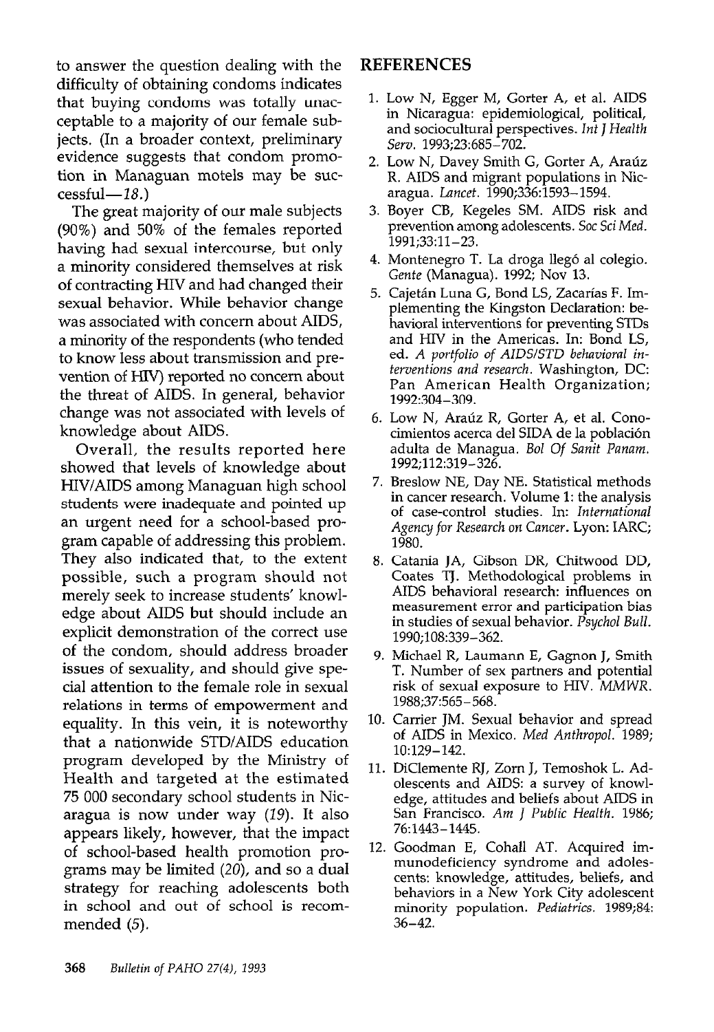to answer the question dealing with the difficulty of obtaining condoms indicates that buying condoms was totally unacceptable to a majority of our female subjects. (In a broader context, preliminary evidence suggests that condom promotion in Managuan motels may be successful—*18*.)

The great majority of our male subjects (90%) and 50% of the females reported having had sexual intercourse, but only a minority considered themselves at risk of contracting HIV and had changed their sexual behavior. While behavior change was associated with concern about AIDS, a minority of the respondents (who tended to know less about transmission and prevention of HIV) reported no concern about the threat of AIDS. In general, behavior change was not associated with levels of knowledge about AIDS.

Overall, the results reported here showed that levels of knowledge about HIV/AIDS among Managuan high school students were inadequate and pointed up an urgent need for a school-based program capable of addressing this problem. They also indicated that, to the extent possible, such a program should not merely seek to increase students' knowledge about AIDS but should include an explicit demonstration of the correct use of the condom, should address broader issues of sexuality, and should give special attention to the female role in sexual relations in terms of empowerment and equality. In this vein, it is noteworthy that a nationwide STD/AIDS education program developed by the Ministry of Health and targeted at the estimated 75 000 secondary school students in Nicaragua is now under way (*19*). It also appears likely, however, that the impact of school-based health promotion programs may be limited (*20*), and so a dual strategy for reaching adolescents both in school and out of school is recommended (*5*).

## REFERENCES

1. Low N, Egger M, Gorter A, et al. AIDS in Nicaragua: epidemiological, political, and sociocultural perspectives. *Int J Health Serv.* 1993;23:685–702.
2. Low N, Davey Smith G, Gorter A, Araúz R. AIDS and migrant populations in Nicaragua. *Lancet.* 1990;336:1593–1594.
3. Boyer CB, Kegeles SM. AIDS risk and prevention among adolescents. *Soc Sci Med.* 1991;33:11–23.
4. Montenegro T. La droga llegó al colegio. *Gente* (Managua). 1992; Nov 13.
5. Cajetán Luna G, Bond LS, Zacarías F. Implementing the Kingston Declaration: behavioral interventions for preventing STDs and HIV in the Americas. In: Bond LS, ed. *A portfolio of AIDS/STD behavioral interventions and research.* Washington, DC: Pan American Health Organization; 1992:304–309.
6. Low N, Araúz R, Gorter A, et al. Conocimientos acerca del SIDA de la población adulta de Managua. *Bol Of Sanit Panam.* 1992;112:319–326.
7. Breslow NE, Day NE. Statistical methods in cancer research. Volume 1: the analysis of case-control studies. In: *International Agency for Research on Cancer.* Lyon: IARC; 1980.
8. Catania JA, Gibson DR, Chitwood DD, Coates TJ. Methodological problems in AIDS behavioral research: influences on measurement error and participation bias in studies of sexual behavior. *Psychol Bull.* 1990;108:339–362.
9. Michael R, Laumann E, Gagnon J, Smith T. Number of sex partners and potential risk of sexual exposure to HIV. *MMWR.* 1988;37:565–568.
10. Carrier JM. Sexual behavior and spread of AIDS in Mexico. *Med Anthropol.* 1989; 10:129–142.
11. DiClemente RJ, Zorn J, Temoshok L. Adolescents and AIDS: a survey of knowledge, attitudes and beliefs about AIDS in San Francisco. *Am J Public Health.* 1986; 76:1443–1445.
12. Goodman E, Cohall AT. Acquired immunodeficiency syndrome and adolescents: knowledge, attitudes, beliefs, and behaviors in a New York City adolescent minority population. *Pediatrics.* 1989;84: 36–42.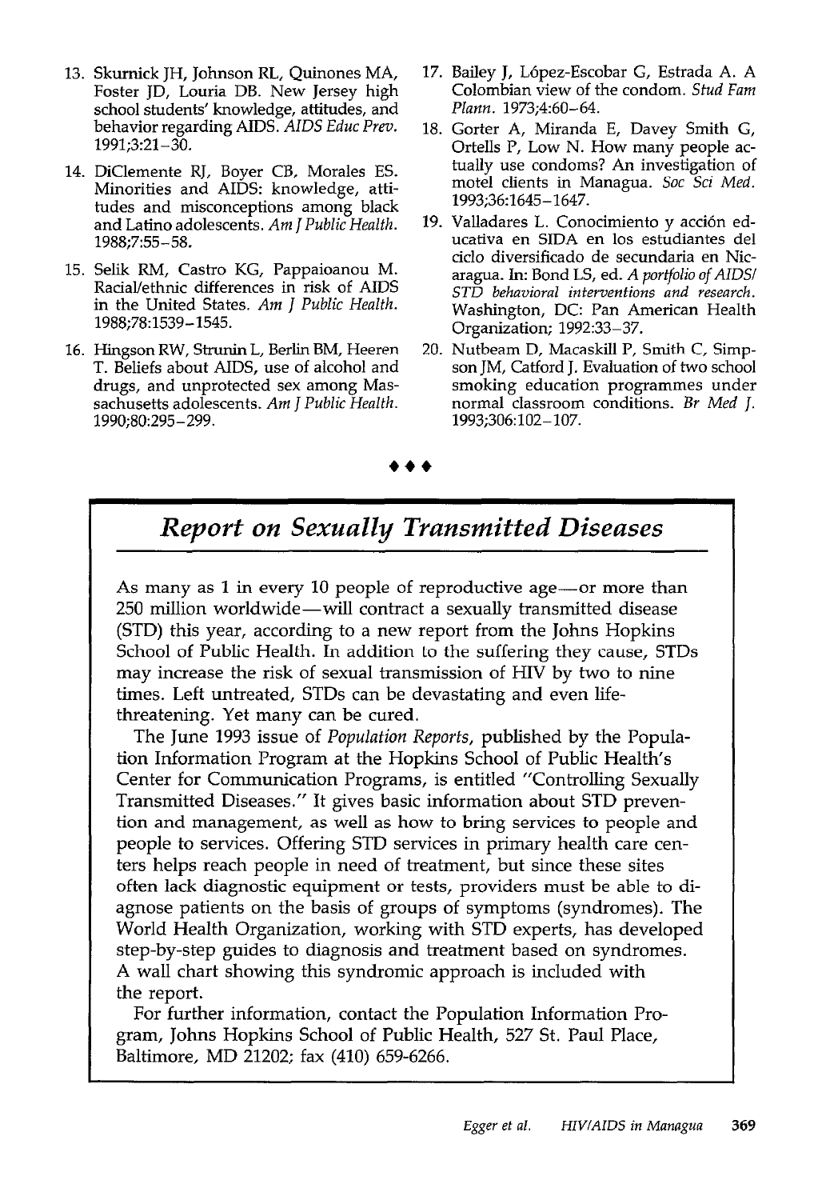13. Skurnick JH, Johnson RL, Quinones MA, Foster JD, Louria DB. New Jersey high school students' knowledge, attitudes, and behavior regarding AIDS. *AIDS Educ Prev.* 1991;3:21–30.
14. DiClemente RJ, Boyer CB, Morales ES. Minorities and AIDS: knowledge, attitudes and misconceptions among black and Latino adolescents. *Am J Public Health.* 1988;7:55–58.
15. Selik RM, Castro KG, Pappaioanou M. Racial/ethnic differences in risk of AIDS in the United States. *Am J Public Health.* 1988;78:1539–1545.
16. Hingson RW, Strunin L, Berlin BM, Heeren T. Beliefs about AIDS, use of alcohol and drugs, and unprotected sex among Massachusetts adolescents. *Am J Public Health.* 1990;80:295–299.
17. Bailey J, López-Escobar G, Estrada A. A Colombian view of the condom. *Stud Fam Plann.* 1973;4:60–64.
18. Gorter A, Miranda E, Davey Smith G, Ortells P, Low N. How many people actually use condoms? An investigation of motel clients in Managua. *Soc Sci Med.* 1993;36:1645–1647.
19. Valladares L. Conocimiento y acción educativa en SIDA en los estudiantes del ciclo diversificado de secundaria en Nicaragua. In: Bond LS, ed. *A portfolio of AIDS/STD behavioral interventions and research.* Washington, DC: Pan American Health Organization; 1992:33–37.
20. Nutbeam D, Macaskill P, Smith C, Simpson JM, Catford J. Evaluation of two school smoking education programmes under normal classroom conditions. *Br Med J.* 1993;306:102–107.

♦♦♦

## *Report on Sexually Transmitted Diseases*

As many as 1 in every 10 people of reproductive age—or more than 250 million worldwide—will contract a sexually transmitted disease (STD) this year, according to a new report from the Johns Hopkins School of Public Health. In addition to the suffering they cause, STDs may increase the risk of sexual transmission of HIV by two to nine times. Left untreated, STDs can be devastating and even life-threatening. Yet many can be cured.

The June 1993 issue of *Population Reports*, published by the Population Information Program at the Hopkins School of Public Health's Center for Communication Programs, is entitled "Controlling Sexually Transmitted Diseases." It gives basic information about STD prevention and management, as well as how to bring services to people and people to services. Offering STD services in primary health care centers helps reach people in need of treatment, but since these sites often lack diagnostic equipment or tests, providers must be able to diagnose patients on the basis of groups of symptoms (syndromes). The World Health Organization, working with STD experts, has developed step-by-step guides to diagnosis and treatment based on syndromes. A wall chart showing this syndromic approach is included with the report.

For further information, contact the Population Information Program, Johns Hopkins School of Public Health, 527 St. Paul Place, Baltimore, MD 21202; fax (410) 659-6266.